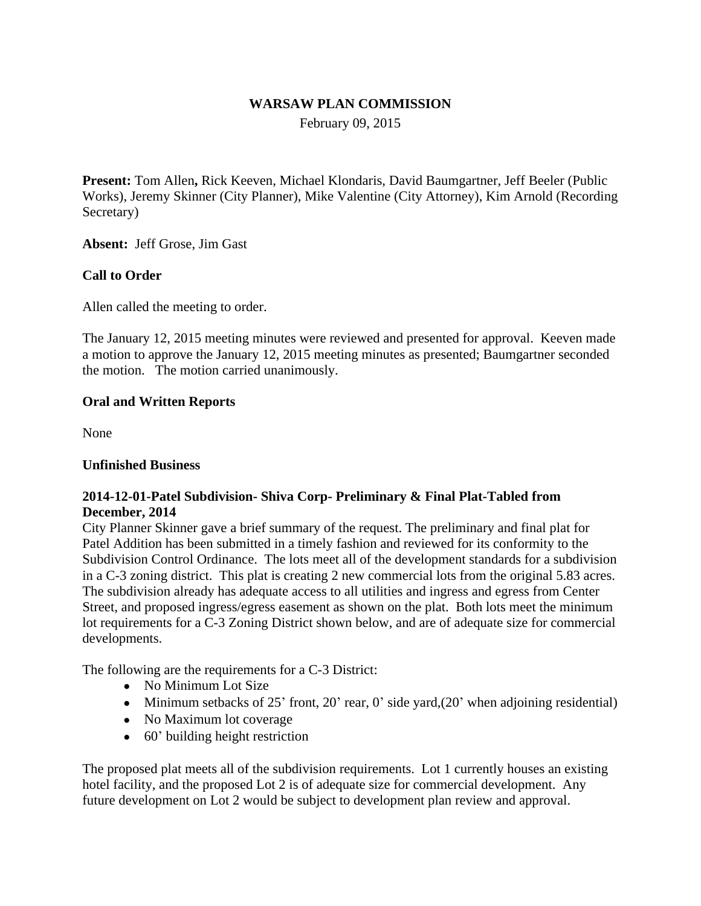# WARSAW PLAN COMMISSION

February 09, 2015

**Present:** Tom Allen**,** Rick Keeven, Michael Klondaris, David Baumgartner, Jeff Beeler (Public Works), Jeremy Skinner (City Planner), Mike Valentine (City Attorney), Kim Arnold (Recording Secretary)

**Absent:** Jeff Grose, Jim Gast

## Call to Order

Allen called the meeting to order.

The January 12, 2015 meeting minutes were reviewed and presented for approval. Keeven made a motion to approve the January 12, 2015 meeting minutes as presented; Baumgartner seconded the motion. The motion carried unanimously.

## Oral and Written Reports

None

## Unfinished Business

### 2014-12-01-Patel Subdivision- Shiva Corp- Preliminary & Final Plat-Tabled from December, 2014

City Planner Skinner gave a brief summary of the request. The preliminary and final plat for Patel Addition has been submitted in a timely fashion and reviewed for its conformity to the Subdivision Control Ordinance. The lots meet all of the development standards for a subdivision in a C-3 zoning district. This plat is creating 2 new commercial lots from the original 5.83 acres. The subdivision already has adequate access to all utilities and ingress and egress from Center Street, and proposed ingress/egress easement as shown on the plat. Both lots meet the minimum lot requirements for a C-3 Zoning District shown below, and are of adequate size for commercial developments.

The following are the requirements for a C-3 District:

- No Minimum Lot Size
- Minimum setbacks of 25' front, 20' rear, 0' side yard,(20' when adjoining residential)
- No Maximum lot coverage
- 60' building height restriction

The proposed plat meets all of the subdivision requirements. Lot 1 currently houses an existing hotel facility, and the proposed Lot 2 is of adequate size for commercial development. Any future development on Lot 2 would be subject to development plan review and approval.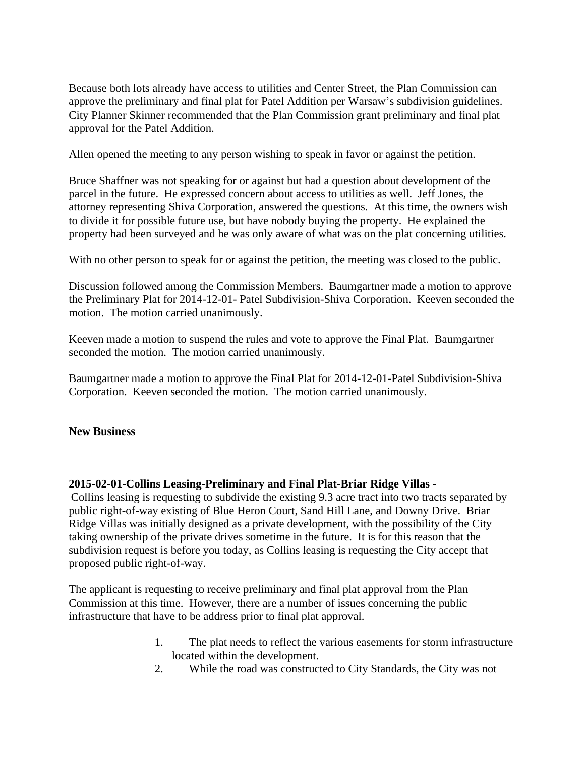Because both lots already have access to utilities and Center Street, the Plan Commission can approve the preliminary and final plat for Patel Addition per Warsaw's subdivision guidelines. City Planner Skinner recommended that the Plan Commission grant preliminary and final plat approval for the Patel Addition.

Allen opened the meeting to any person wishing to speak in favor or against the petition.

Bruce Shaffner was not speaking for or against but had a question about development of the parcel in the future. He expressed concern about access to utilities as well. Jeff Jones, the attorney representing Shiva Corporation, answered the questions. At this time, the owners wish to divide it for possible future use, but have nobody buying the property. He explained the property had been surveyed and he was only aware of what was on the plat concerning utilities.

With no other person to speak for or against the petition, the meeting was closed to the public.

Discussion followed among the Commission Members. Baumgartner made a motion to approve the Preliminary Plat for 2014-12-01- Patel Subdivision-Shiva Corporation. Keeven seconded the motion. The motion carried unanimously.

Keeven made a motion to suspend the rules and vote to approve the Final Plat. Baumgartner seconded the motion. The motion carried unanimously.

Baumgartner made a motion to approve the Final Plat for 2014-12-01-Patel Subdivision-Shiva Corporation. Keeven seconded the motion. The motion carried unanimously.

**New Business**

**2015-02-01-Collins Leasing-Preliminary and Final Plat-Briar Ridge Villas -**
Collins leasing is requesting to subdivide the existing 9.3 acre tract into two tracts separated by public right-of-way existing of Blue Heron Court, Sand Hill Lane, and Downy Drive. Briar Ridge Villas was initially designed as a private development, with the possibility of the City taking ownership of the private drives sometime in the future. It is for this reason that the subdivision request is before you today, as Collins leasing is requesting the City accept that proposed public right-of-way.

The applicant is requesting to receive preliminary and final plat approval from the Plan Commission at this time. However, there are a number of issues concerning the public infrastructure that have to be address prior to final plat approval.

1. The plat needs to reflect the various easements for storm infrastructure located within the development.
2. While the road was constructed to City Standards, the City was not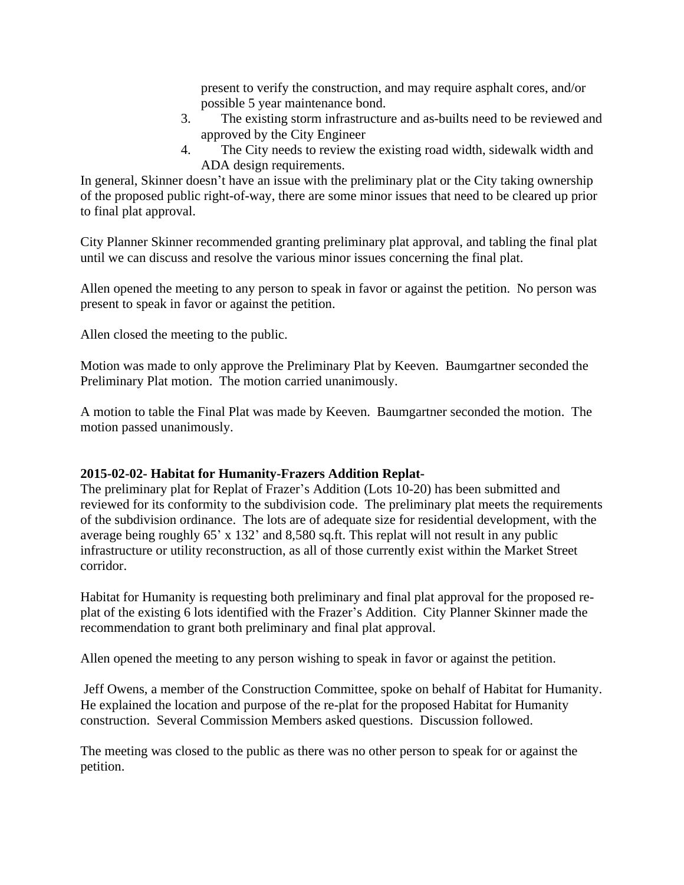present to verify the construction, and may require asphalt cores, and/or possible 5 year maintenance bond.

3. The existing storm infrastructure and as-builts need to be reviewed and approved by the City Engineer
4. The City needs to review the existing road width, sidewalk width and ADA design requirements.

In general, Skinner doesn't have an issue with the preliminary plat or the City taking ownership of the proposed public right-of-way, there are some minor issues that need to be cleared up prior to final plat approval.

City Planner Skinner recommended granting preliminary plat approval, and tabling the final plat until we can discuss and resolve the various minor issues concerning the final plat.

Allen opened the meeting to any person to speak in favor or against the petition. No person was present to speak in favor or against the petition.

Allen closed the meeting to the public.

Motion was made to only approve the Preliminary Plat by Keeven. Baumgartner seconded the Preliminary Plat motion. The motion carried unanimously.

A motion to table the Final Plat was made by Keeven. Baumgartner seconded the motion. The motion passed unanimously.

**2015-02-02- Habitat for Humanity-Frazers Addition Replat-**

The preliminary plat for Replat of Frazer's Addition (Lots 10-20) has been submitted and reviewed for its conformity to the subdivision code. The preliminary plat meets the requirements of the subdivision ordinance. The lots are of adequate size for residential development, with the average being roughly 65' x 132' and 8,580 sq.ft. This replat will not result in any public infrastructure or utility reconstruction, as all of those currently exist within the Market Street corridor.

Habitat for Humanity is requesting both preliminary and final plat approval for the proposed re-plat of the existing 6 lots identified with the Frazer's Addition. City Planner Skinner made the recommendation to grant both preliminary and final plat approval.

Allen opened the meeting to any person wishing to speak in favor or against the petition.

Jeff Owens, a member of the Construction Committee, spoke on behalf of Habitat for Humanity. He explained the location and purpose of the re-plat for the proposed Habitat for Humanity construction. Several Commission Members asked questions. Discussion followed.

The meeting was closed to the public as there was no other person to speak for or against the petition.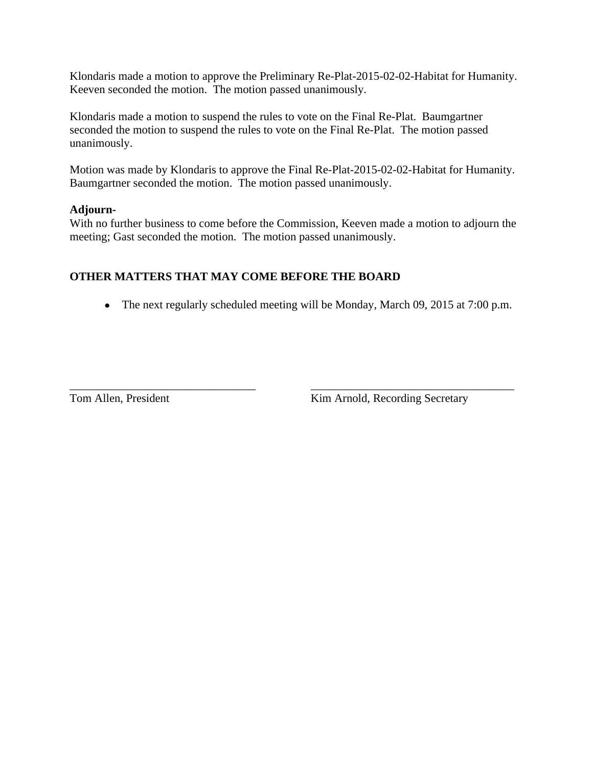Klondaris made a motion to approve the Preliminary Re-Plat-2015-02-02-Habitat for Humanity. Keeven seconded the motion. The motion passed unanimously.

Klondaris made a motion to suspend the rules to vote on the Final Re-Plat. Baumgartner seconded the motion to suspend the rules to vote on the Final Re-Plat. The motion passed unanimously.

Motion was made by Klondaris to approve the Final Re-Plat-2015-02-02-Habitat for Humanity. Baumgartner seconded the motion. The motion passed unanimously.

**Adjourn-**

With no further business to come before the Commission, Keeven made a motion to adjourn the meeting; Gast seconded the motion. The motion passed unanimously.

## OTHER MATTERS THAT MAY COME BEFORE THE BOARD

- The next regularly scheduled meeting will be Monday, March 09, 2015 at 7:00 p.m.

_________________________________ _____________________________________

Tom Allen, President Kim Arnold, Recording Secretary